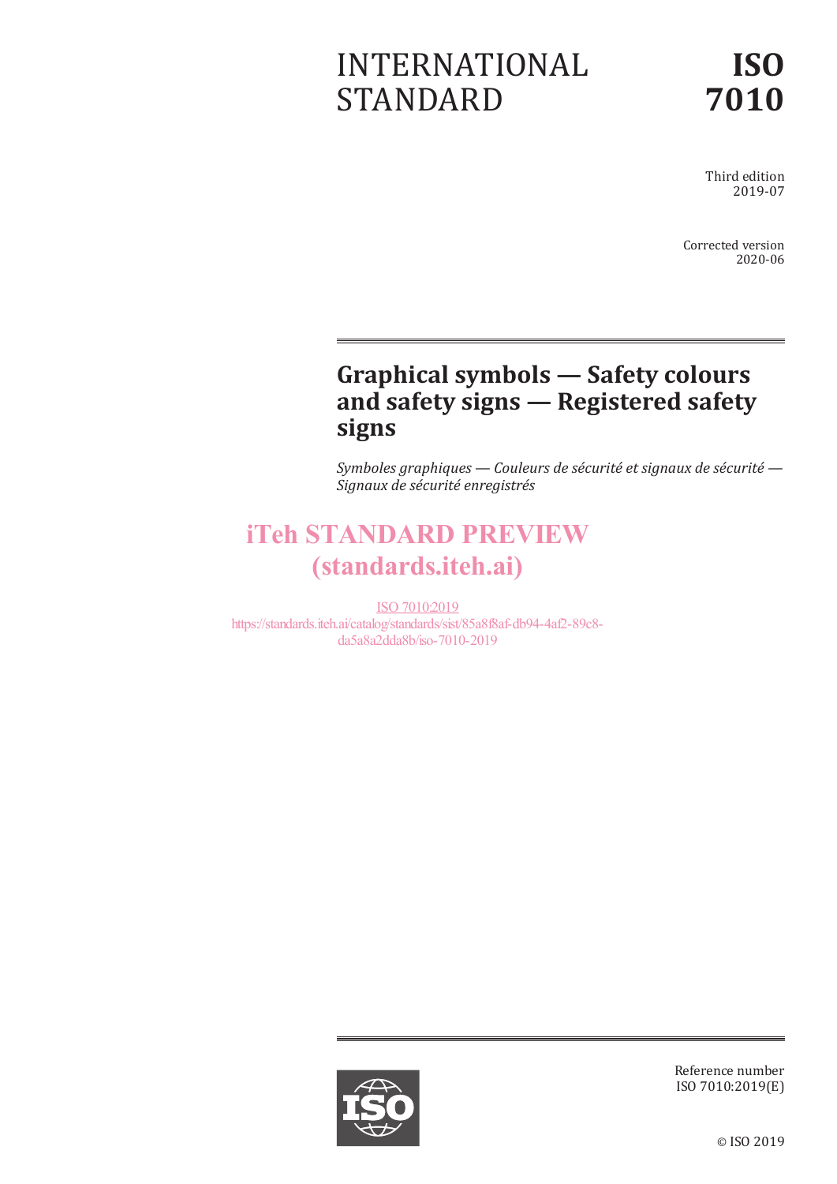# INTERNATIONAL STANDARD

**ISO 7010**

Third edition
2019-07

Corrected version
2020-06

## Graphical symbols — Safety colours and safety signs — Registered safety signs

*Symboles graphiques — Couleurs de sécurité et signaux de sécurité — Signaux de sécurité enregistrés*

iTeh STANDARD PREVIEW
(standards.iteh.ai)

ISO 7010:2019
https://standards.iteh.ai/catalog/standards/sist/85a8f8af-db94-4af2-89c8-da5a8a2dda8b/iso-7010-2019

Reference number
ISO 7010:2019(E)

© ISO 2019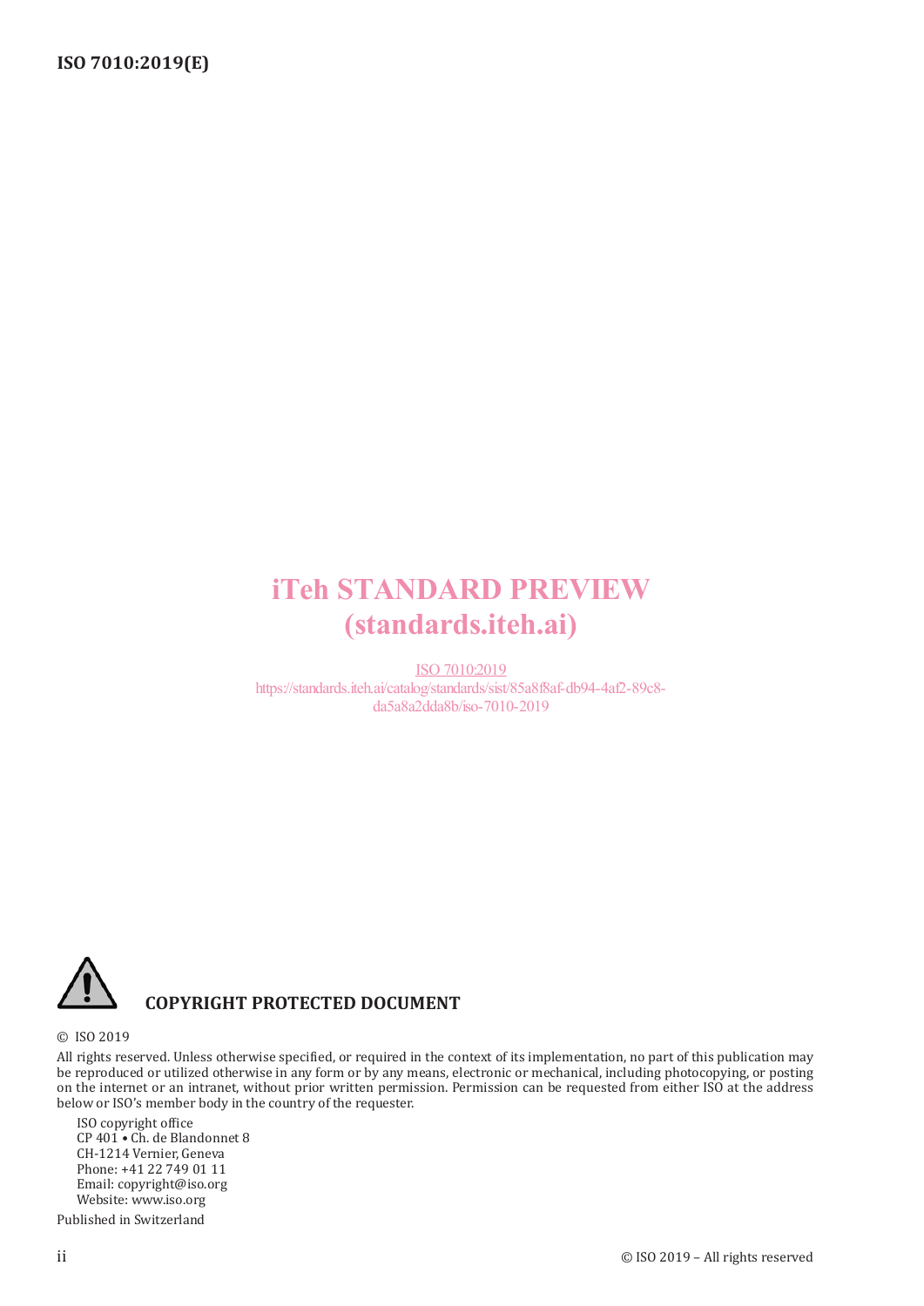iTeh STANDARD PREVIEW
(standards.iteh.ai)

ISO 7010:2019
https://standards.iteh.ai/catalog/standards/sist/85a8f8af-db94-4af2-89c8-da5a8a2dda8b/iso-7010-2019

**COPYRIGHT PROTECTED DOCUMENT**

© ISO 2019

All rights reserved. Unless otherwise specified, or required in the context of its implementation, no part of this publication may be reproduced or utilized otherwise in any form or by any means, electronic or mechanical, including photocopying, or posting on the internet or an intranet, without prior written permission. Permission can be requested from either ISO at the address below or ISO's member body in the country of the requester.

ISO copyright office
CP 401 • Ch. de Blandonnet 8
CH-1214 Vernier, Geneva
Phone: +41 22 749 01 11
Email: copyright@iso.org
Website: www.iso.org

Published in Switzerland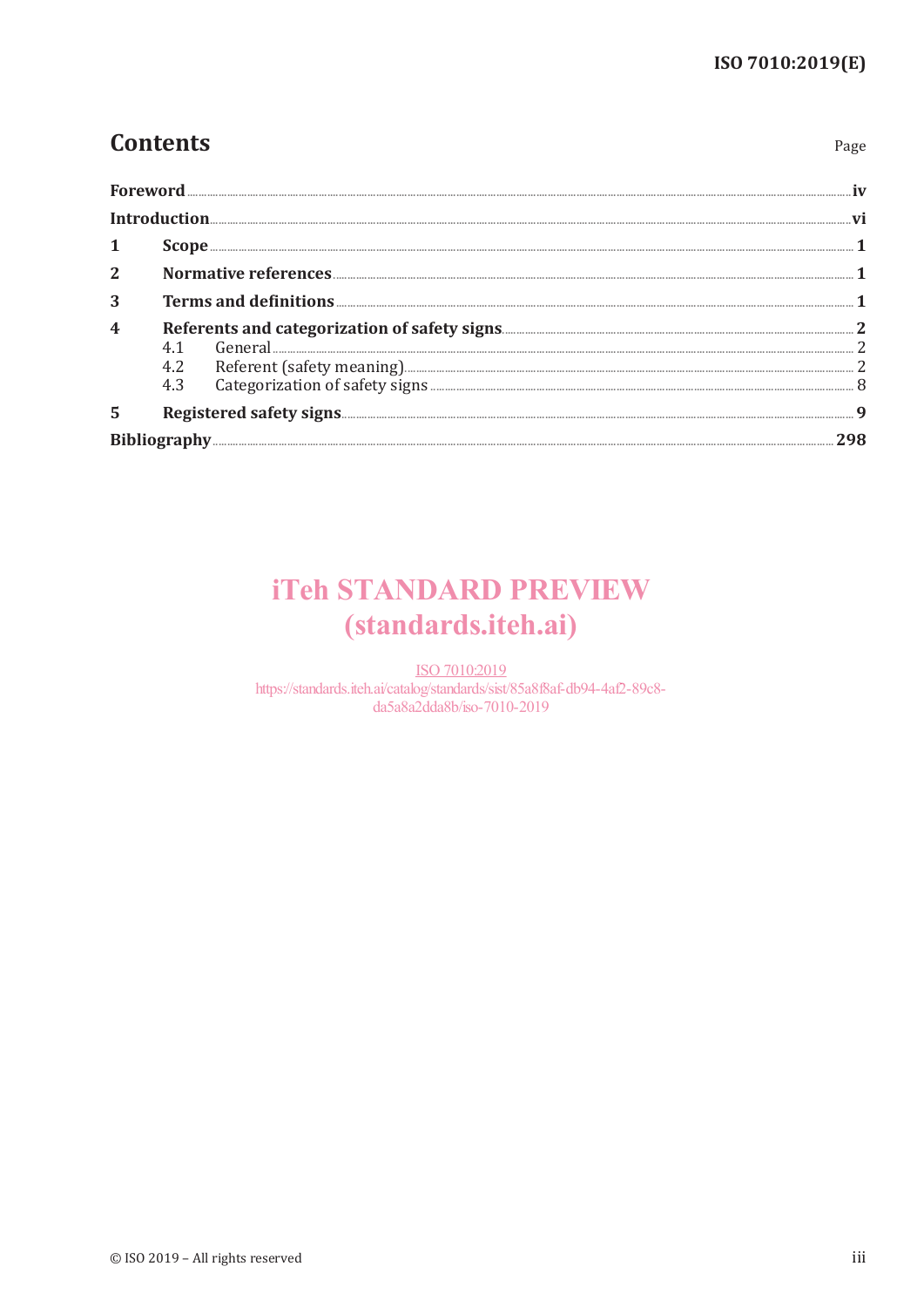# Contents

| | | Page |
|---|---|---|
| **Foreword** | | **iv** |
| **Introduction** | | **vi** |
| **1** | **Scope** | **1** |
| **2** | **Normative references** | **1** |
| **3** | **Terms and definitions** | **1** |
| **4** | **Referents and categorization of safety signs** | **2** |
| | 4.1 General | 2 |
| | 4.2 Referent (safety meaning) | 2 |
| | 4.3 Categorization of safety signs | 8 |
| **5** | **Registered safety signs** | **9** |
| **Bibliography** | | **298** |

iTeh STANDARD PREVIEW
(standards.iteh.ai)

ISO 7010:2019
https://standards.iteh.ai/catalog/standards/sist/85a8f8af-db94-4af2-89c8-da5a8a2dda8b/iso-7010-2019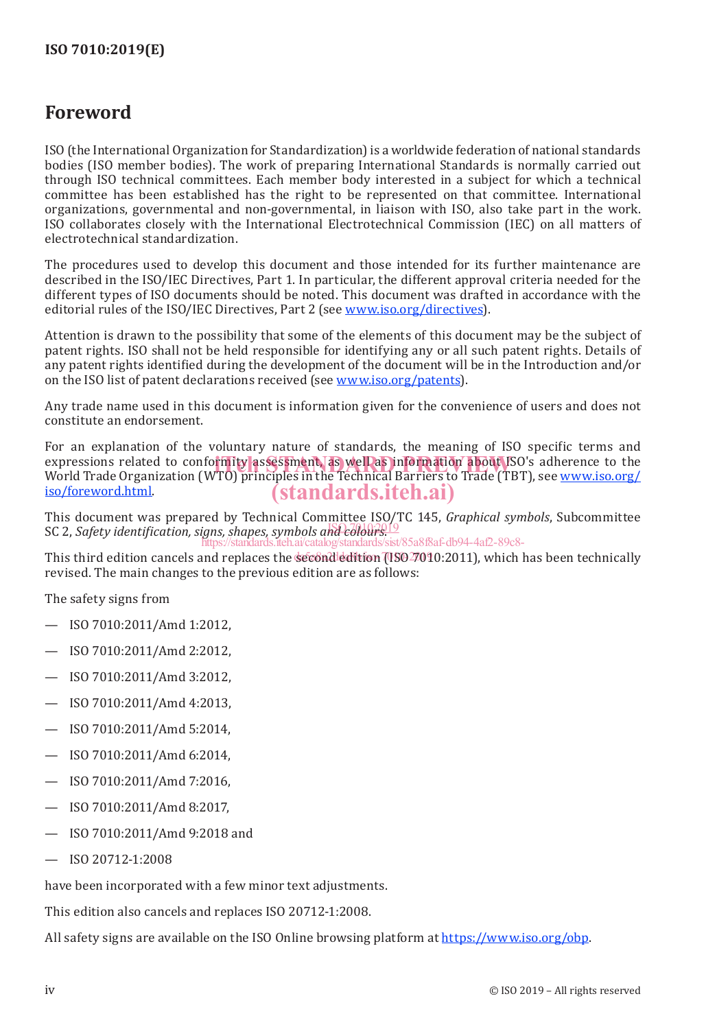# Foreword

ISO (the International Organization for Standardization) is a worldwide federation of national standards bodies (ISO member bodies). The work of preparing International Standards is normally carried out through ISO technical committees. Each member body interested in a subject for which a technical committee has been established has the right to be represented on that committee. International organizations, governmental and non-governmental, in liaison with ISO, also take part in the work. ISO collaborates closely with the International Electrotechnical Commission (IEC) on all matters of electrotechnical standardization.

The procedures used to develop this document and those intended for its further maintenance are described in the ISO/IEC Directives, Part 1. In particular, the different approval criteria needed for the different types of ISO documents should be noted. This document was drafted in accordance with the editorial rules of the ISO/IEC Directives, Part 2 (see www.iso.org/directives).

Attention is drawn to the possibility that some of the elements of this document may be the subject of patent rights. ISO shall not be held responsible for identifying any or all such patent rights. Details of any patent rights identified during the development of the document will be in the Introduction and/or on the ISO list of patent declarations received (see www.iso.org/patents).

Any trade name used in this document is information given for the convenience of users and does not constitute an endorsement.

For an explanation of the voluntary nature of standards, the meaning of ISO specific terms and expressions related to conformity assessment, as well as information about ISO's adherence to the World Trade Organization (WTO) principles in the Technical Barriers to Trade (TBT), see www.iso.org/iso/foreword.html.

This document was prepared by Technical Committee ISO/TC 145, *Graphical symbols*, Subcommittee SC 2, *Safety identification, signs, shapes, symbols and colours*.

This third edition cancels and replaces the second edition (ISO 7010:2011), which has been technically revised. The main changes to the previous edition are as follows:

The safety signs from

— ISO 7010:2011/Amd 1:2012,

— ISO 7010:2011/Amd 2:2012,

— ISO 7010:2011/Amd 3:2012,

— ISO 7010:2011/Amd 4:2013,

— ISO 7010:2011/Amd 5:2014,

— ISO 7010:2011/Amd 6:2014,

— ISO 7010:2011/Amd 7:2016,

— ISO 7010:2011/Amd 8:2017,

— ISO 7010:2011/Amd 9:2018 and

— ISO 20712-1:2008

have been incorporated with a few minor text adjustments.

This edition also cancels and replaces ISO 20712-1:2008.

All safety signs are available on the ISO Online browsing platform at https://www.iso.org/obp.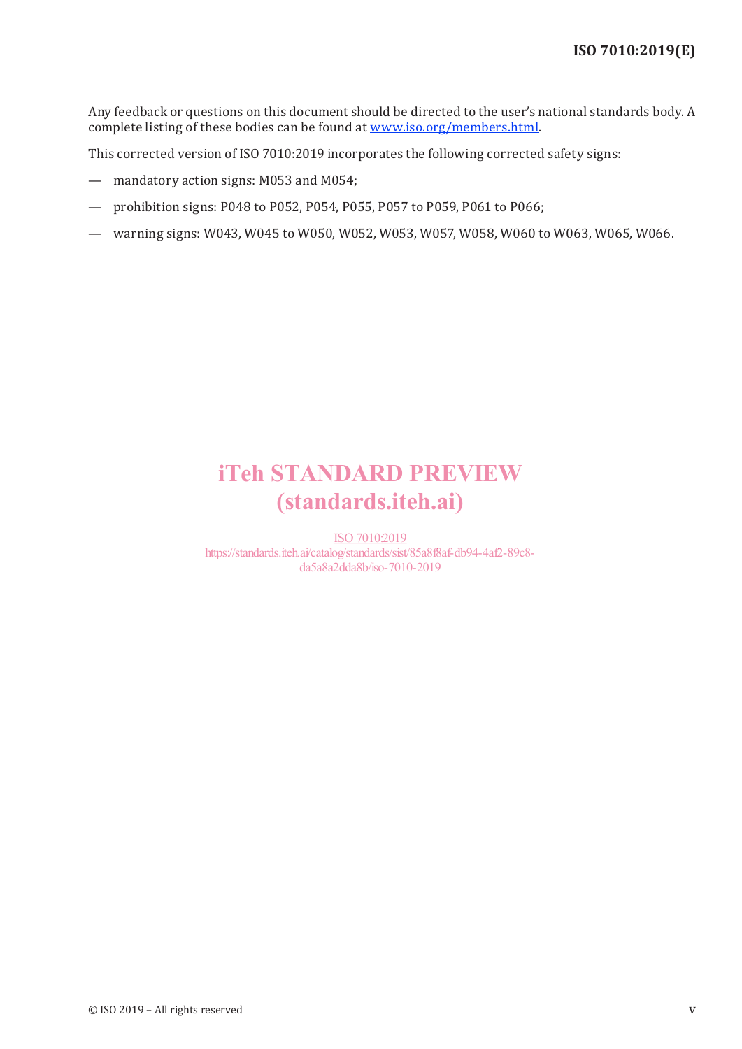Any feedback or questions on this document should be directed to the user's national standards body. A complete listing of these bodies can be found at www.iso.org/members.html.

This corrected version of ISO 7010:2019 incorporates the following corrected safety signs:

— mandatory action signs: M053 and M054;

— prohibition signs: P048 to P052, P054, P055, P057 to P059, P061 to P066;

— warning signs: W043, W045 to W050, W052, W053, W057, W058, W060 to W063, W065, W066.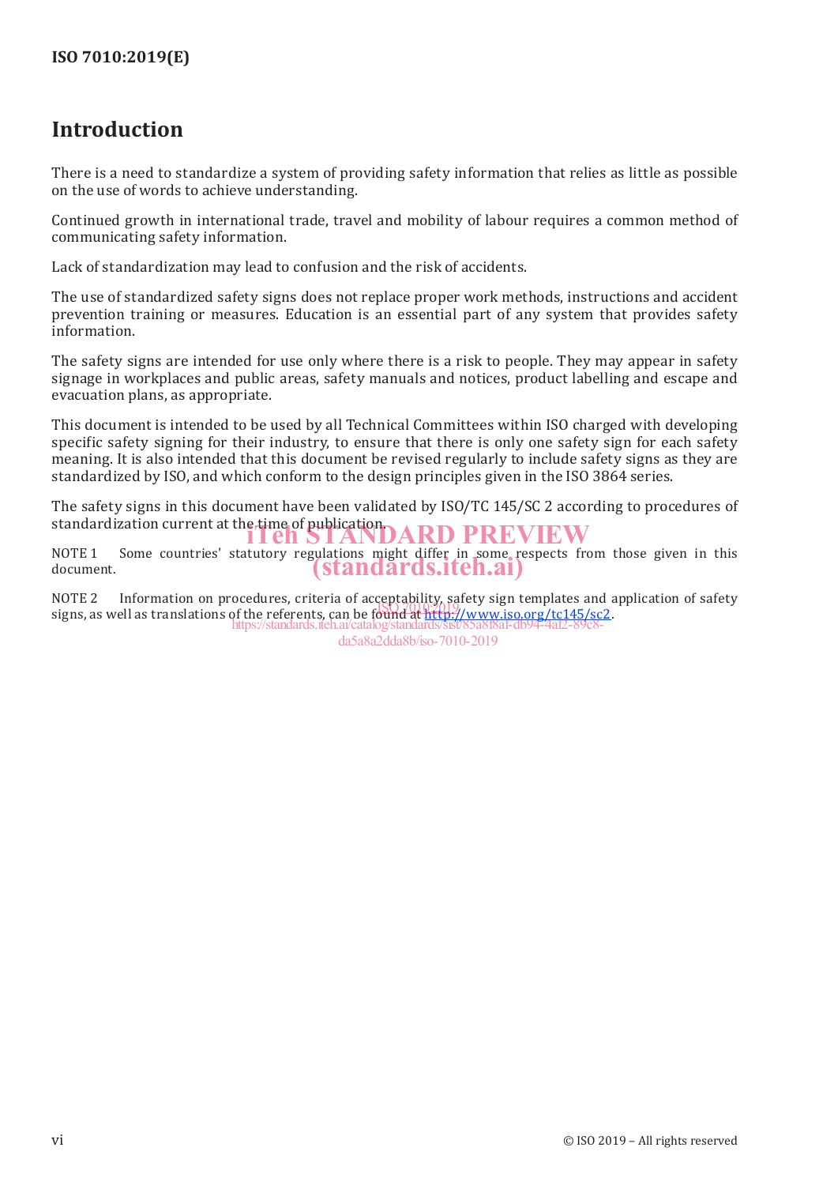# Introduction

There is a need to standardize a system of providing safety information that relies as little as possible on the use of words to achieve understanding.

Continued growth in international trade, travel and mobility of labour requires a common method of communicating safety information.

Lack of standardization may lead to confusion and the risk of accidents.

The use of standardized safety signs does not replace proper work methods, instructions and accident prevention training or measures. Education is an essential part of any system that provides safety information.

The safety signs are intended for use only where there is a risk to people. They may appear in safety signage in workplaces and public areas, safety manuals and notices, product labelling and escape and evacuation plans, as appropriate.

This document is intended to be used by all Technical Committees within ISO charged with developing specific safety signing for their industry, to ensure that there is only one safety sign for each safety meaning. It is also intended that this document be revised regularly to include safety signs as they are standardized by ISO, and which conform to the design principles given in the ISO 3864 series.

The safety signs in this document have been validated by ISO/TC 145/SC 2 according to procedures of standardization current at the time of publication.

NOTE 1 Some countries' statutory regulations might differ in some respects from those given in this document.

NOTE 2 Information on procedures, criteria of acceptability, safety sign templates and application of safety signs, as well as translations of the referents, can be found at http://www.iso.org/tc145/sc2.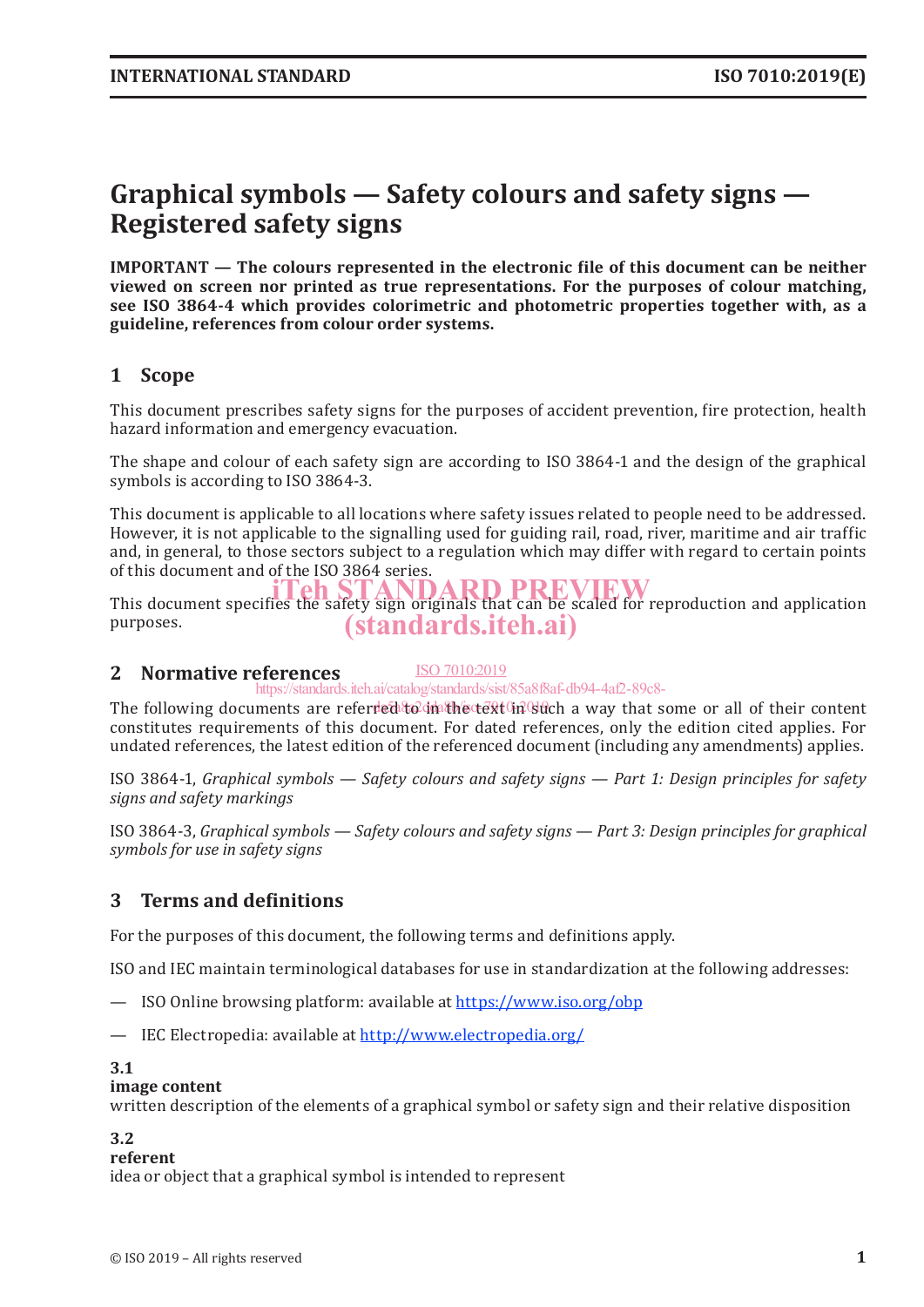# Graphical symbols — Safety colours and safety signs — Registered safety signs

**IMPORTANT — The colours represented in the electronic file of this document can be neither viewed on screen nor printed as true representations. For the purposes of colour matching, see ISO 3864-4 which provides colorimetric and photometric properties together with, as a guideline, references from colour order systems.**

## 1 Scope

This document prescribes safety signs for the purposes of accident prevention, fire protection, health hazard information and emergency evacuation.

The shape and colour of each safety sign are according to ISO 3864-1 and the design of the graphical symbols is according to ISO 3864-3.

This document is applicable to all locations where safety issues related to people need to be addressed. However, it is not applicable to the signalling used for guiding rail, road, river, maritime and air traffic and, in general, to those sectors subject to a regulation which may differ with regard to certain points of this document and of the ISO 3864 series.

This document specifies the safety sign originals that can be scaled for reproduction and application purposes.

## 2 Normative references

The following documents are referred to in the text in such a way that some or all of their content constitutes requirements of this document. For dated references, only the edition cited applies. For undated references, the latest edition of the referenced document (including any amendments) applies.

ISO 3864-1, *Graphical symbols — Safety colours and safety signs — Part 1: Design principles for safety signs and safety markings*

ISO 3864-3, *Graphical symbols — Safety colours and safety signs — Part 3: Design principles for graphical symbols for use in safety signs*

## 3 Terms and definitions

For the purposes of this document, the following terms and definitions apply.

ISO and IEC maintain terminological databases for use in standardization at the following addresses:

— ISO Online browsing platform: available at https://www.iso.org/obp

— IEC Electropedia: available at http://www.electropedia.org/

**3.1**
**image content**
written description of the elements of a graphical symbol or safety sign and their relative disposition

**3.2**
**referent**
idea or object that a graphical symbol is intended to represent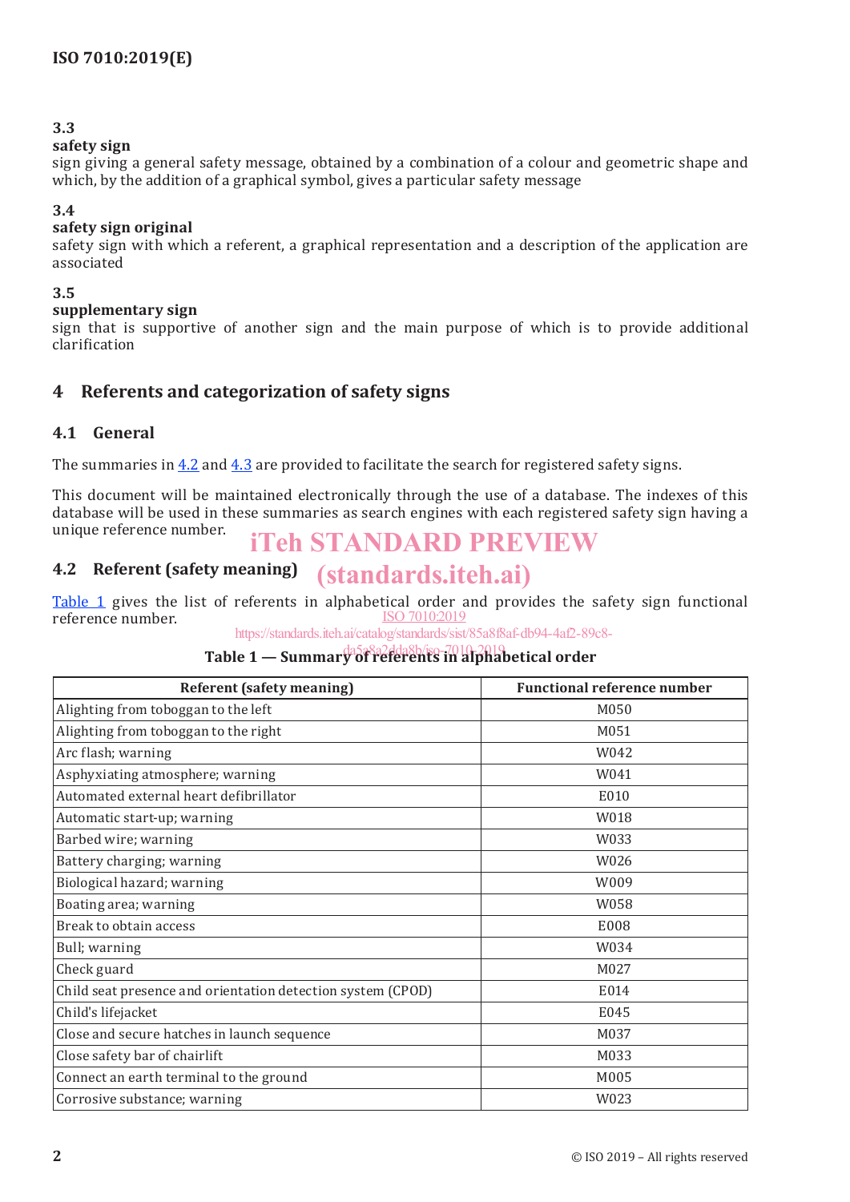### 3.3
**safety sign**
sign giving a general safety message, obtained by a combination of a colour and geometric shape and which, by the addition of a graphical symbol, gives a particular safety message

### 3.4
**safety sign original**
safety sign with which a referent, a graphical representation and a description of the application are associated

### 3.5
**supplementary sign**
sign that is supportive of another sign and the main purpose of which is to provide additional clarification

## 4 Referents and categorization of safety signs

### 4.1 General

The summaries in 4.2 and 4.3 are provided to facilitate the search for registered safety signs.

This document will be maintained electronically through the use of a database. The indexes of this database will be used in these summaries as search engines with each registered safety sign having a unique reference number.

### 4.2 Referent (safety meaning)

Table 1 gives the list of referents in alphabetical order and provides the safety sign functional reference number.

**Table 1 — Summary of referents in alphabetical order**

| Referent (safety meaning) | Functional reference number |
|---|---|
| Alighting from toboggan to the left | M050 |
| Alighting from toboggan to the right | M051 |
| Arc flash; warning | W042 |
| Asphyxiating atmosphere; warning | W041 |
| Automated external heart defibrillator | E010 |
| Automatic start-up; warning | W018 |
| Barbed wire; warning | W033 |
| Battery charging; warning | W026 |
| Biological hazard; warning | W009 |
| Boating area; warning | W058 |
| Break to obtain access | E008 |
| Bull; warning | W034 |
| Check guard | M027 |
| Child seat presence and orientation detection system (CPOD) | E014 |
| Child's lifejacket | E045 |
| Close and secure hatches in launch sequence | M037 |
| Close safety bar of chairlift | M033 |
| Connect an earth terminal to the ground | M005 |
| Corrosive substance; warning | W023 |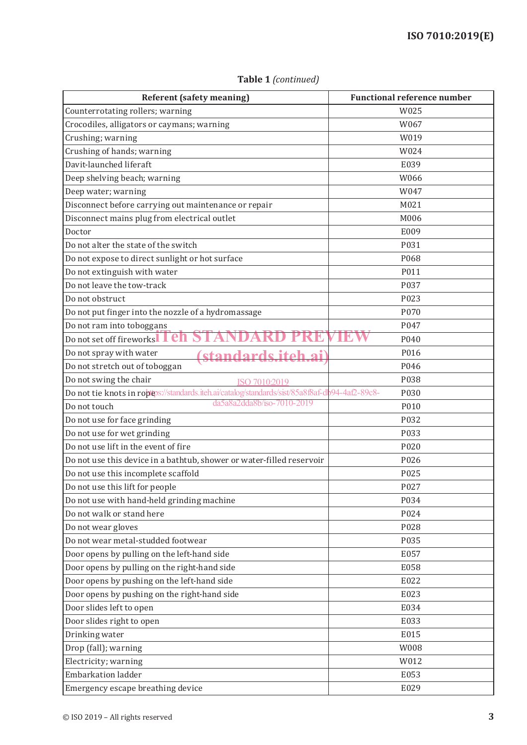**Table 1** *(continued)*

| Referent (safety meaning) | Functional reference number |
|---|---|
| Counterrotating rollers; warning | W025 |
| Crocodiles, alligators or caymans; warning | W067 |
| Crushing; warning | W019 |
| Crushing of hands; warning | W024 |
| Davit-launched liferaft | E039 |
| Deep shelving beach; warning | W066 |
| Deep water; warning | W047 |
| Disconnect before carrying out maintenance or repair | M021 |
| Disconnect mains plug from electrical outlet | M006 |
| Doctor | E009 |
| Do not alter the state of the switch | P031 |
| Do not expose to direct sunlight or hot surface | P068 |
| Do not extinguish with water | P011 |
| Do not leave the tow-track | P037 |
| Do not obstruct | P023 |
| Do not put finger into the nozzle of a hydromassage | P070 |
| Do not ram into toboggans | P047 |
| Do not set off fireworks | P040 |
| Do not spray with water | P016 |
| Do not stretch out of toboggan | P046 |
| Do not swing the chair | P038 |
| Do not tie knots in rope | P030 |
| Do not touch | P010 |
| Do not use for face grinding | P032 |
| Do not use for wet grinding | P033 |
| Do not use lift in the event of fire | P020 |
| Do not use this device in a bathtub, shower or water-filled reservoir | P026 |
| Do not use this incomplete scaffold | P025 |
| Do not use this lift for people | P027 |
| Do not use with hand-held grinding machine | P034 |
| Do not walk or stand here | P024 |
| Do not wear gloves | P028 |
| Do not wear metal-studded footwear | P035 |
| Door opens by pulling on the left-hand side | E057 |
| Door opens by pulling on the right-hand side | E058 |
| Door opens by pushing on the left-hand side | E022 |
| Door opens by pushing on the right-hand side | E023 |
| Door slides left to open | E034 |
| Door slides right to open | E033 |
| Drinking water | E015 |
| Drop (fall); warning | W008 |
| Electricity; warning | W012 |
| Embarkation ladder | E053 |
| Emergency escape breathing device | E029 |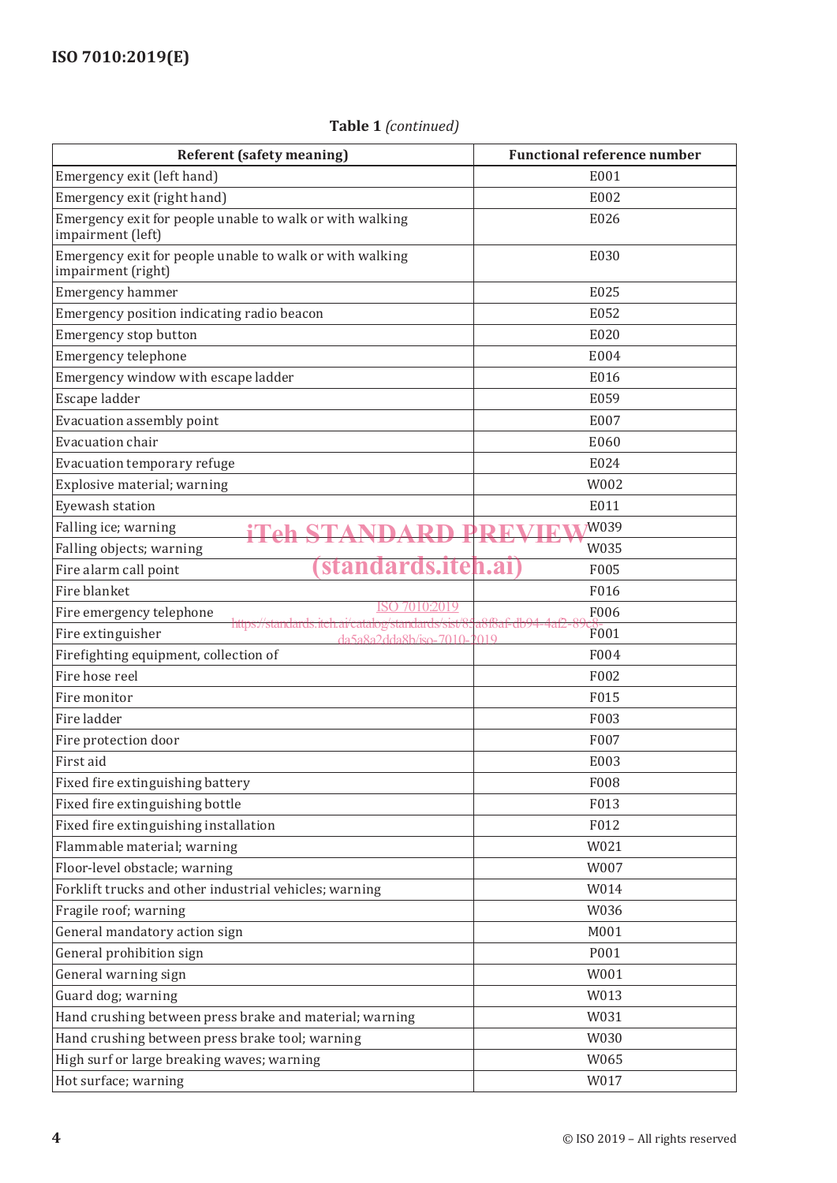**Table 1** *(continued)*

| Referent (safety meaning) | Functional reference number |
|---|---|
| Emergency exit (left hand) | E001 |
| Emergency exit (right hand) | E002 |
| Emergency exit for people unable to walk or with walking impairment (left) | E026 |
| Emergency exit for people unable to walk or with walking impairment (right) | E030 |
| Emergency hammer | E025 |
| Emergency position indicating radio beacon | E052 |
| Emergency stop button | E020 |
| Emergency telephone | E004 |
| Emergency window with escape ladder | E016 |
| Escape ladder | E059 |
| Evacuation assembly point | E007 |
| Evacuation chair | E060 |
| Evacuation temporary refuge | E024 |
| Explosive material; warning | W002 |
| Eyewash station | E011 |
| Falling ice; warning | W039 |
| Falling objects; warning | W035 |
| Fire alarm call point | F005 |
| Fire blanket | F016 |
| Fire emergency telephone | F006 |
| Fire extinguisher | F001 |
| Firefighting equipment, collection of | F004 |
| Fire hose reel | F002 |
| Fire monitor | F015 |
| Fire ladder | F003 |
| Fire protection door | F007 |
| First aid | E003 |
| Fixed fire extinguishing battery | F008 |
| Fixed fire extinguishing bottle | F013 |
| Fixed fire extinguishing installation | F012 |
| Flammable material; warning | W021 |
| Floor-level obstacle; warning | W007 |
| Forklift trucks and other industrial vehicles; warning | W014 |
| Fragile roof; warning | W036 |
| General mandatory action sign | M001 |
| General prohibition sign | P001 |
| General warning sign | W001 |
| Guard dog; warning | W013 |
| Hand crushing between press brake and material; warning | W031 |
| Hand crushing between press brake tool; warning | W030 |
| High surf or large breaking waves; warning | W065 |
| Hot surface; warning | W017 |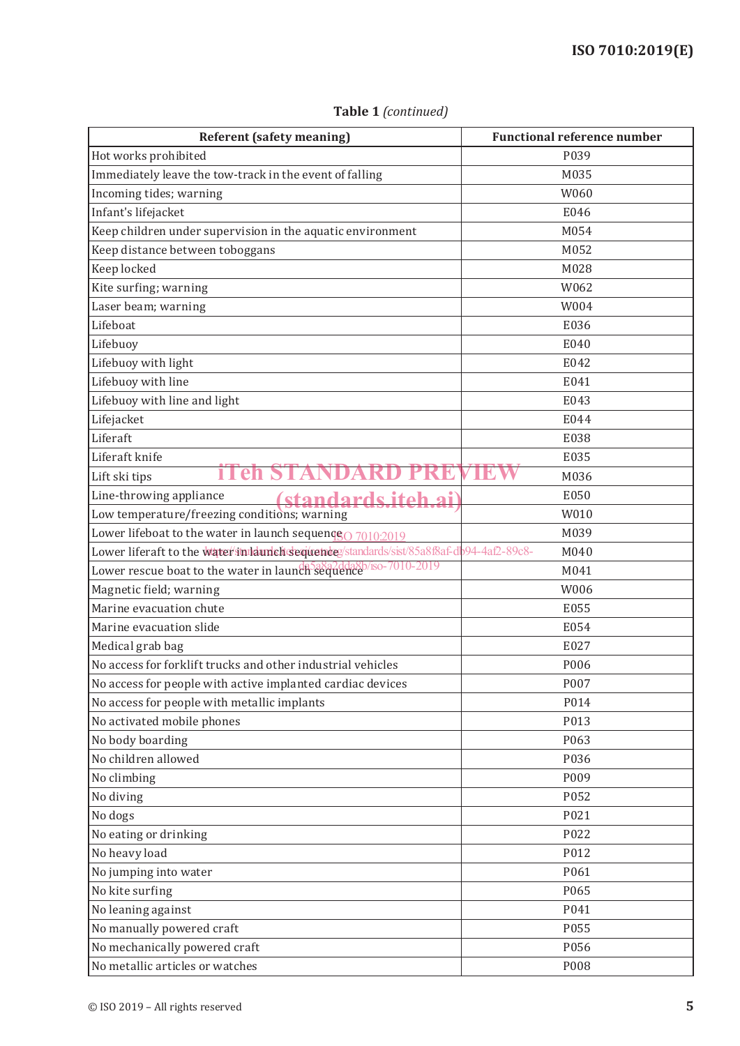**Table 1** *(continued)*

| Referent (safety meaning) | Functional reference number |
|---|---|
| Hot works prohibited | P039 |
| Immediately leave the tow-track in the event of falling | M035 |
| Incoming tides; warning | W060 |
| Infant's lifejacket | E046 |
| Keep children under supervision in the aquatic environment | M054 |
| Keep distance between toboggans | M052 |
| Keep locked | M028 |
| Kite surfing; warning | W062 |
| Laser beam; warning | W004 |
| Lifeboat | E036 |
| Lifebuoy | E040 |
| Lifebuoy with light | E042 |
| Lifebuoy with line | E041 |
| Lifebuoy with line and light | E043 |
| Lifejacket | E044 |
| Liferaft | E038 |
| Liferaft knife | E035 |
| Lift ski tips | M036 |
| Line-throwing appliance | E050 |
| Low temperature/freezing conditions; warning | W010 |
| Lower lifeboat to the water in launch sequence | M039 |
| Lower liferaft to the water in launch sequence | M040 |
| Lower rescue boat to the water in launch sequence | M041 |
| Magnetic field; warning | W006 |
| Marine evacuation chute | E055 |
| Marine evacuation slide | E054 |
| Medical grab bag | E027 |
| No access for forklift trucks and other industrial vehicles | P006 |
| No access for people with active implanted cardiac devices | P007 |
| No access for people with metallic implants | P014 |
| No activated mobile phones | P013 |
| No body boarding | P063 |
| No children allowed | P036 |
| No climbing | P009 |
| No diving | P052 |
| No dogs | P021 |
| No eating or drinking | P022 |
| No heavy load | P012 |
| No jumping into water | P061 |
| No kite surfing | P065 |
| No leaning against | P041 |
| No manually powered craft | P055 |
| No mechanically powered craft | P056 |
| No metallic articles or watches | P008 |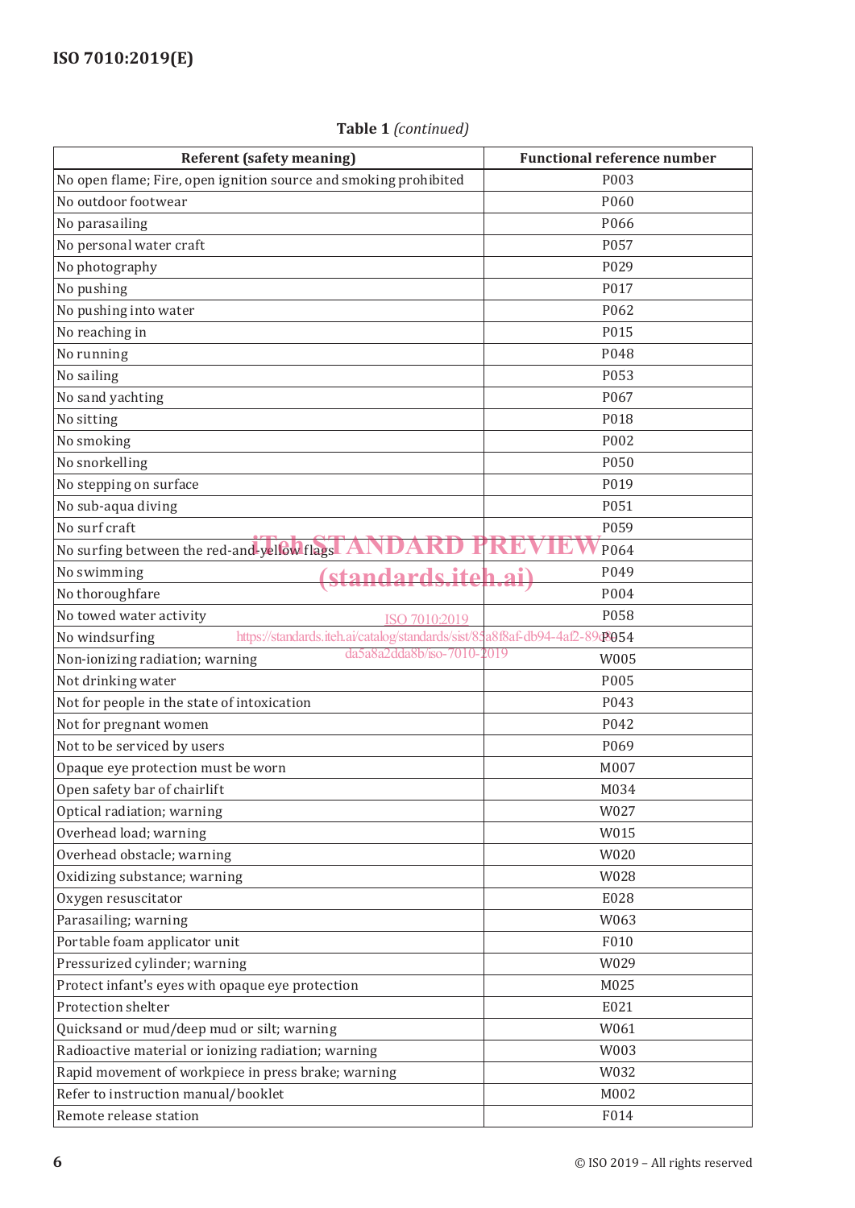**Table 1** *(continued)*

| Referent (safety meaning) | Functional reference number |
|---|---|
| No open flame; Fire, open ignition source and smoking prohibited | P003 |
| No outdoor footwear | P060 |
| No parasailing | P066 |
| No personal water craft | P057 |
| No photography | P029 |
| No pushing | P017 |
| No pushing into water | P062 |
| No reaching in | P015 |
| No running | P048 |
| No sailing | P053 |
| No sand yachting | P067 |
| No sitting | P018 |
| No smoking | P002 |
| No snorkelling | P050 |
| No stepping on surface | P019 |
| No sub-aqua diving | P051 |
| No surf craft | P059 |
| No surfing between the red-and-yellow flags | P064 |
| No swimming | P049 |
| No thoroughfare | P004 |
| No towed water activity | P058 |
| No windsurfing | P054 |
| Non-ionizing radiation; warning | W005 |
| Not drinking water | P005 |
| Not for people in the state of intoxication | P043 |
| Not for pregnant women | P042 |
| Not to be serviced by users | P069 |
| Opaque eye protection must be worn | M007 |
| Open safety bar of chairlift | M034 |
| Optical radiation; warning | W027 |
| Overhead load; warning | W015 |
| Overhead obstacle; warning | W020 |
| Oxidizing substance; warning | W028 |
| Oxygen resuscitator | E028 |
| Parasailing; warning | W063 |
| Portable foam applicator unit | F010 |
| Pressurized cylinder; warning | W029 |
| Protect infant's eyes with opaque eye protection | M025 |
| Protection shelter | E021 |
| Quicksand or mud/deep mud or silt; warning | W061 |
| Radioactive material or ionizing radiation; warning | W003 |
| Rapid movement of workpiece in press brake; warning | W032 |
| Refer to instruction manual/booklet | M002 |
| Remote release station | F014 |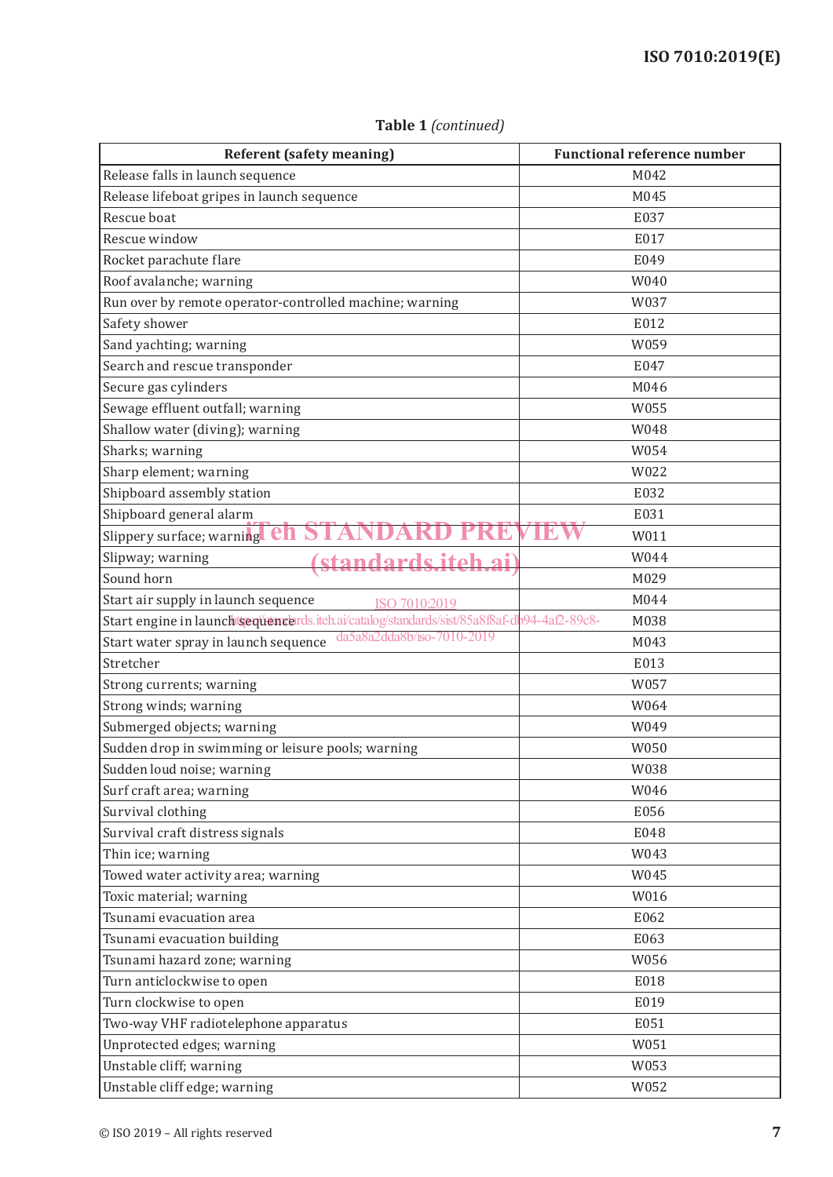**Table 1** *(continued)*

| Referent (safety meaning) | Functional reference number |
|---|---|
| Release falls in launch sequence | M042 |
| Release lifeboat gripes in launch sequence | M045 |
| Rescue boat | E037 |
| Rescue window | E017 |
| Rocket parachute flare | E049 |
| Roof avalanche; warning | W040 |
| Run over by remote operator-controlled machine; warning | W037 |
| Safety shower | E012 |
| Sand yachting; warning | W059 |
| Search and rescue transponder | E047 |
| Secure gas cylinders | M046 |
| Sewage effluent outfall; warning | W055 |
| Shallow water (diving); warning | W048 |
| Sharks; warning | W054 |
| Sharp element; warning | W022 |
| Shipboard assembly station | E032 |
| Shipboard general alarm | E031 |
| Slippery surface; warning | W011 |
| Slipway; warning | W044 |
| Sound horn | M029 |
| Start air supply in launch sequence | M044 |
| Start engine in launch sequence | M038 |
| Start water spray in launch sequence | M043 |
| Stretcher | E013 |
| Strong currents; warning | W057 |
| Strong winds; warning | W064 |
| Submerged objects; warning | W049 |
| Sudden drop in swimming or leisure pools; warning | W050 |
| Sudden loud noise; warning | W038 |
| Surf craft area; warning | W046 |
| Survival clothing | E056 |
| Survival craft distress signals | E048 |
| Thin ice; warning | W043 |
| Towed water activity area; warning | W045 |
| Toxic material; warning | W016 |
| Tsunami evacuation area | E062 |
| Tsunami evacuation building | E063 |
| Tsunami hazard zone; warning | W056 |
| Turn anticlockwise to open | E018 |
| Turn clockwise to open | E019 |
| Two-way VHF radiotelephone apparatus | E051 |
| Unprotected edges; warning | W051 |
| Unstable cliff; warning | W053 |
| Unstable cliff edge; warning | W052 |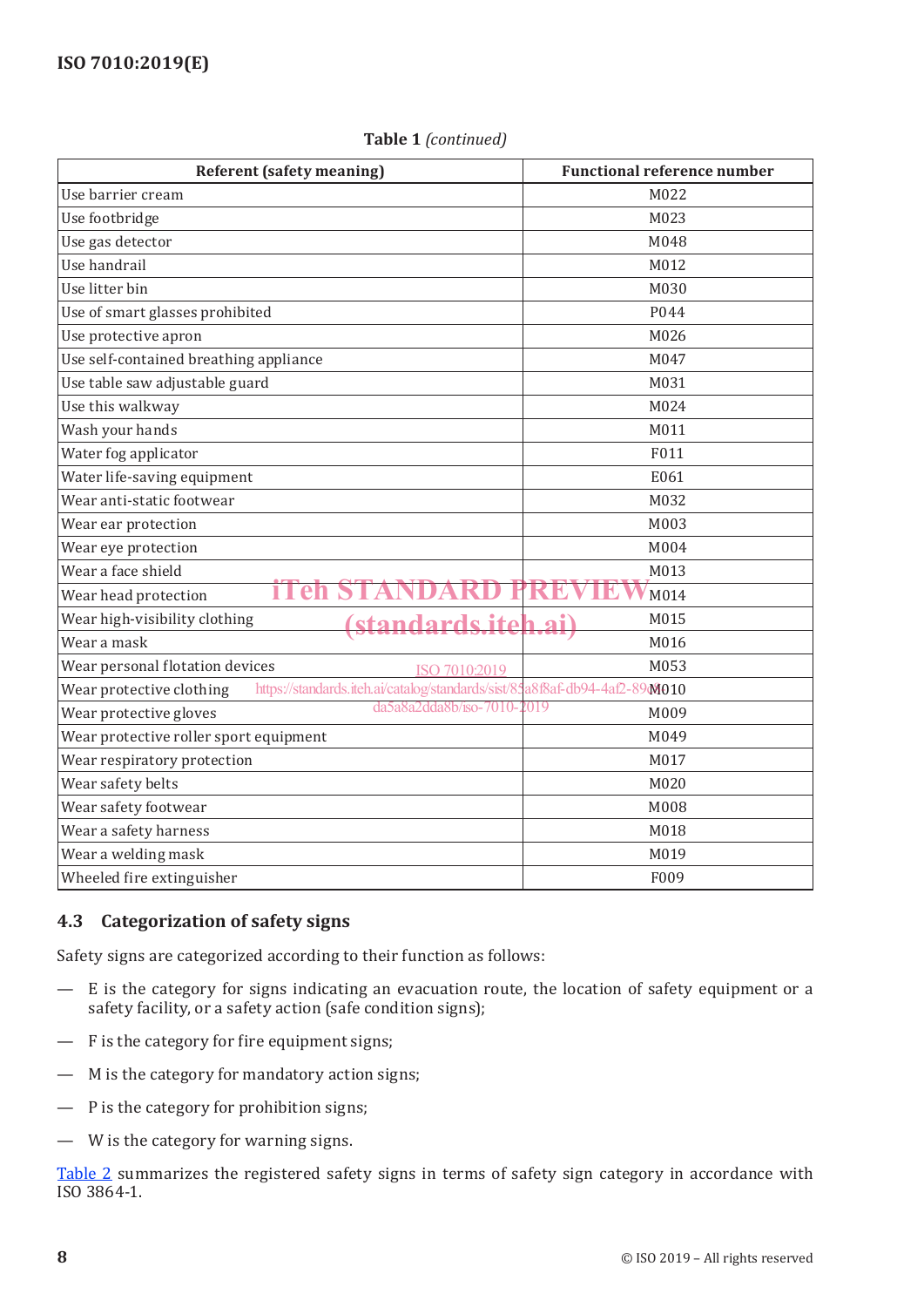**Table 1** *(continued)*

| Referent (safety meaning) | Functional reference number |
|---|---|
| Use barrier cream | M022 |
| Use footbridge | M023 |
| Use gas detector | M048 |
| Use handrail | M012 |
| Use litter bin | M030 |
| Use of smart glasses prohibited | P044 |
| Use protective apron | M026 |
| Use self-contained breathing appliance | M047 |
| Use table saw adjustable guard | M031 |
| Use this walkway | M024 |
| Wash your hands | M011 |
| Water fog applicator | F011 |
| Water life-saving equipment | E061 |
| Wear anti-static footwear | M032 |
| Wear ear protection | M003 |
| Wear eye protection | M004 |
| Wear a face shield | M013 |
| Wear head protection | M014 |
| Wear high-visibility clothing | M015 |
| Wear a mask | M016 |
| Wear personal flotation devices | M053 |
| Wear protective clothing | M010 |
| Wear protective gloves | M009 |
| Wear protective roller sport equipment | M049 |
| Wear respiratory protection | M017 |
| Wear safety belts | M020 |
| Wear safety footwear | M008 |
| Wear a safety harness | M018 |
| Wear a welding mask | M019 |
| Wheeled fire extinguisher | F009 |

## 4.3 Categorization of safety signs

Safety signs are categorized according to their function as follows:

— E is the category for signs indicating an evacuation route, the location of safety equipment or a safety facility, or a safety action (safe condition signs);

— F is the category for fire equipment signs;

— M is the category for mandatory action signs;

— P is the category for prohibition signs;

— W is the category for warning signs.

Table 2 summarizes the registered safety signs in terms of safety sign category in accordance with ISO 3864-1.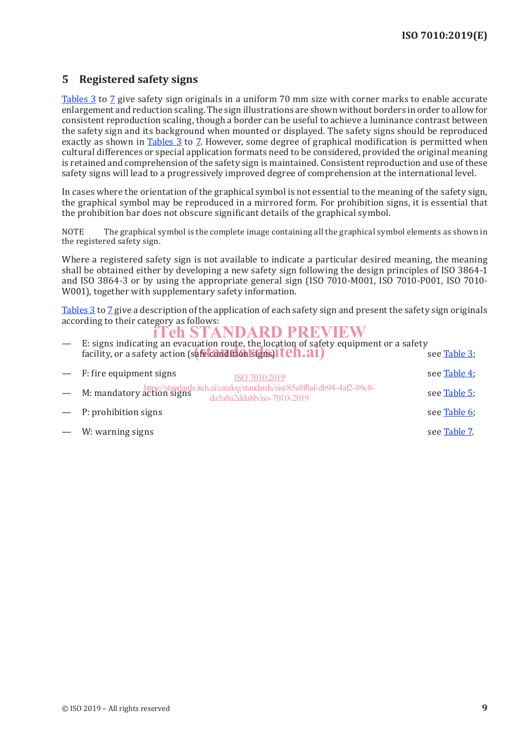## 5 Registered safety signs

Tables 3 to 7 give safety sign originals in a uniform 70 mm size with corner marks to enable accurate enlargement and reduction scaling. The sign illustrations are shown without borders in order to allow for consistent reproduction scaling, though a border can be useful to achieve a luminance contrast between the safety sign and its background when mounted or displayed. The safety signs should be reproduced exactly as shown in Tables 3 to 7. However, some degree of graphical modification is permitted when cultural differences or special application formats need to be considered, provided the original meaning is retained and comprehension of the safety sign is maintained. Consistent reproduction and use of these safety signs will lead to a progressively improved degree of comprehension at the international level.

In cases where the orientation of the graphical symbol is not essential to the meaning of the safety sign, the graphical symbol may be reproduced in a mirrored form. For prohibition signs, it is essential that the prohibition bar does not obscure significant details of the graphical symbol.

NOTE The graphical symbol is the complete image containing all the graphical symbol elements as shown in the registered safety sign.

Where a registered safety sign is not available to indicate a particular desired meaning, the meaning shall be obtained either by developing a new safety sign following the design principles of ISO 3864-1 and ISO 3864-3 or by using the appropriate general sign (ISO 7010-M001, ISO 7010-P001, ISO 7010-W001), together with supplementary safety information.

Tables 3 to 7 give a description of the application of each safety sign and present the safety sign originals according to their category as follows:

— E: signs indicating an evacuation route, the location of safety equipment or a safety facility, or a safety action (safe condition signs) see Table 3;

— F: fire equipment signs see Table 4;

— M: mandatory action signs see Table 5;

— P: prohibition signs see Table 6;

— W: warning signs see Table 7.